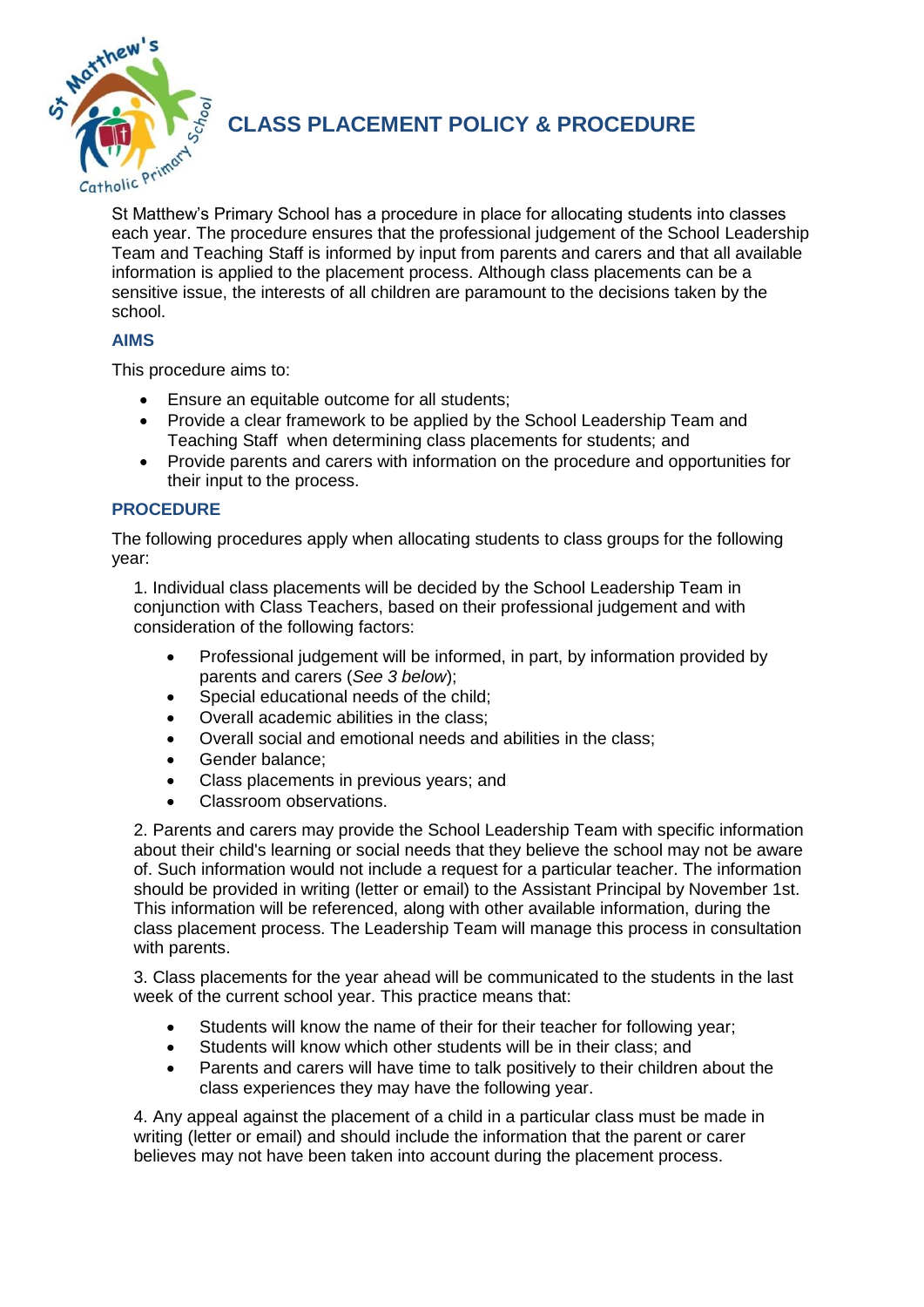# CLASS PLACEMENT POLICY & PROCEDURE

St Matthew's Primary School has a procedure in place for allocating students into classes each year. The procedure ensures that the professional judgement of the School Leadership Team and Teaching Staff is informed by input from parents and carers and that all available information is applied to the placement process. Although class placements can be a sensitive issue, the interests of all children are paramount to the decisions taken by the school.

## AIMS

This procedure aims to:

- Ensure an equitable outcome for all students;
- Provide a clear framework to be applied by the School Leadership Team and Teaching Staff when determining class placements for students; and
- Provide parents and carers with information on the procedure and opportunities for their input to the process.

## PROCEDURE

The following procedures apply when allocating students to class groups for the following year:

1. Individual class placements will be decided by the School Leadership Team in conjunction with Class Teachers, based on their professional judgement and with consideration of the following factors:

   - Professional judgement will be informed, in part, by information provided by parents and carers (*See 3 below*);
   - Special educational needs of the child;
   - Overall academic abilities in the class;
   - Overall social and emotional needs and abilities in the class;
   - Gender balance;
   - Class placements in previous years; and
   - Classroom observations.

2. Parents and carers may provide the School Leadership Team with specific information about their child's learning or social needs that they believe the school may not be aware of. Such information would not include a request for a particular teacher. The information should be provided in writing (letter or email) to the Assistant Principal by November 1st. This information will be referenced, along with other available information, during the class placement process. The Leadership Team will manage this process in consultation with parents.

3. Class placements for the year ahead will be communicated to the students in the last week of the current school year. This practice means that:

   - Students will know the name of their for their teacher for following year;
   - Students will know which other students will be in their class; and
   - Parents and carers will have time to talk positively to their children about the class experiences they may have the following year.

4. Any appeal against the placement of a child in a particular class must be made in writing (letter or email) and should include the information that the parent or carer believes may not have been taken into account during the placement process.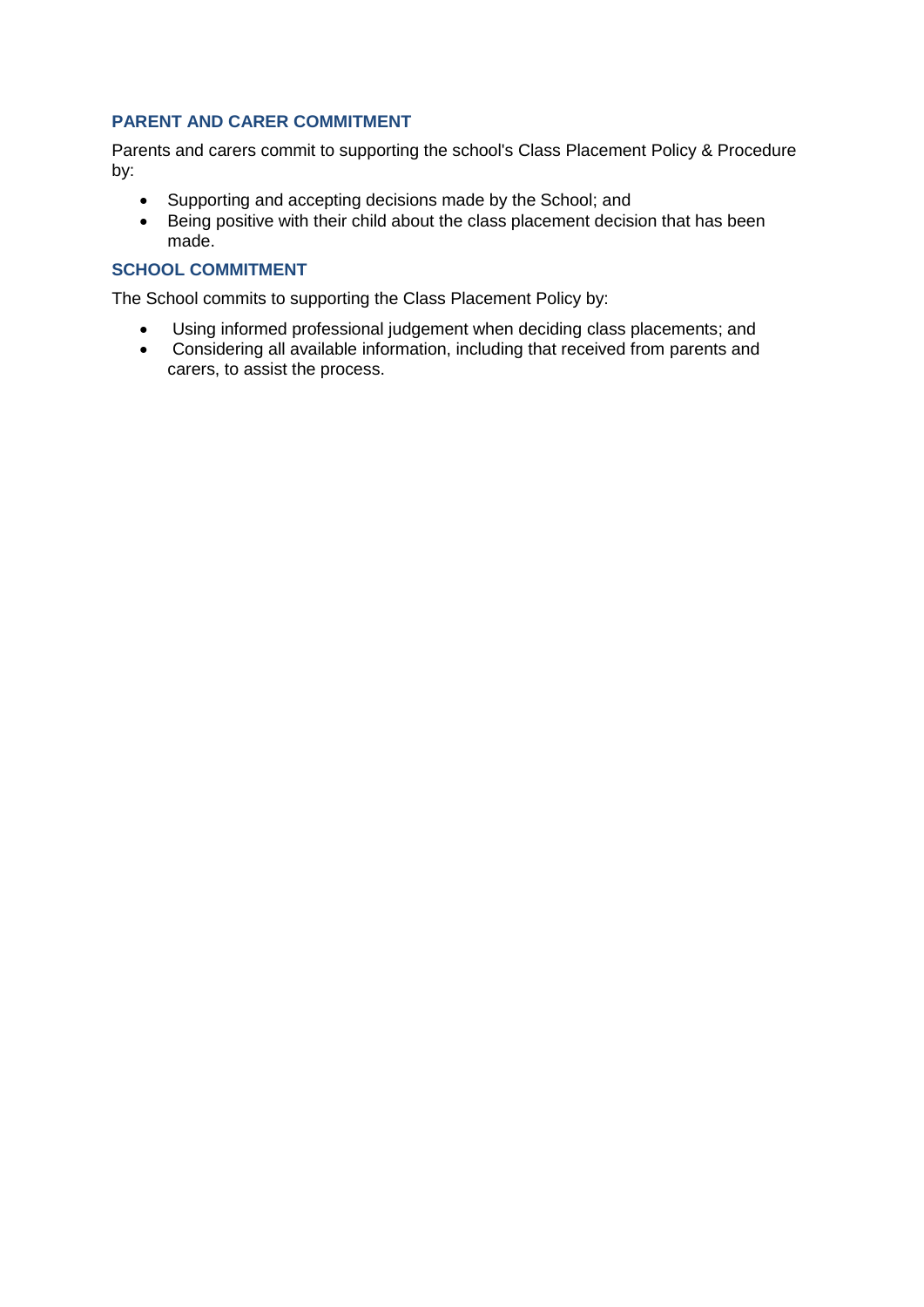## PARENT AND CARER COMMITMENT

Parents and carers commit to supporting the school's Class Placement Policy & Procedure by:

- Supporting and accepting decisions made by the School; and
- Being positive with their child about the class placement decision that has been made.

## SCHOOL COMMITMENT

The School commits to supporting the Class Placement Policy by:

- Using informed professional judgement when deciding class placements; and
- Considering all available information, including that received from parents and carers, to assist the process.